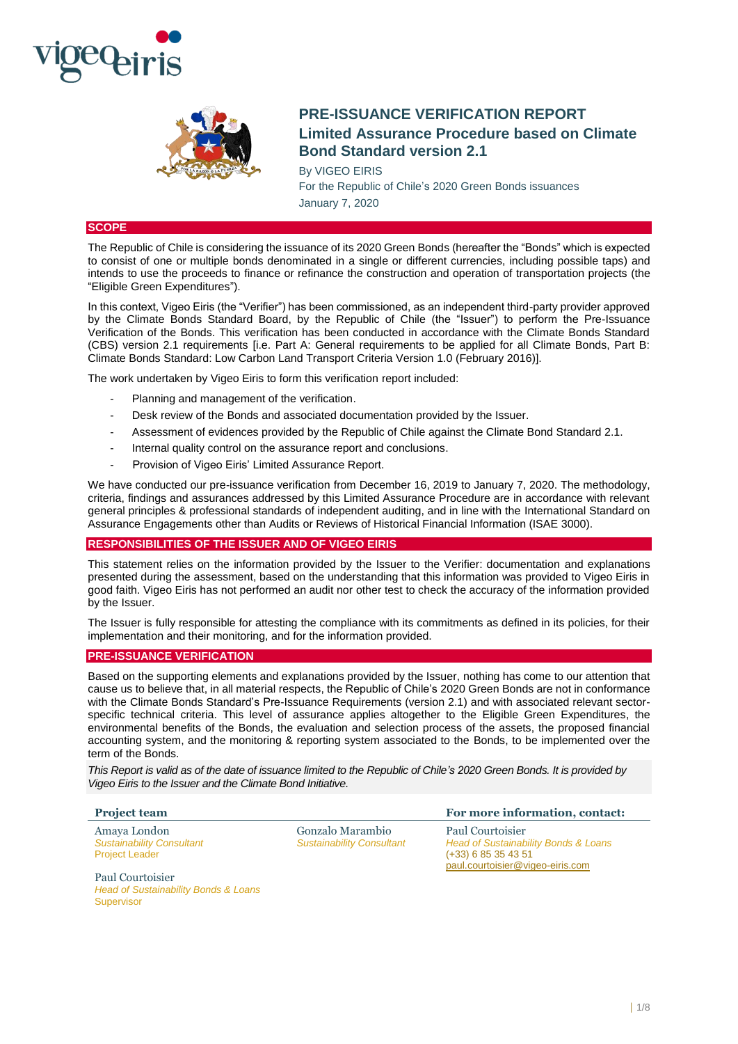# PRE-ISSUANCE VERIFICATION REPORT

## Limited Assurance Procedure based on Climate Bond Standard version 2.1

By VIGEO EIRIS

For the Republic of Chile's 2020 Green Bonds issuances

January 7, 2020

## SCOPE

The Republic of Chile is considering the issuance of its 2020 Green Bonds (hereafter the "Bonds" which is expected to consist of one or multiple bonds denominated in a single or different currencies, including possible taps) and intends to use the proceeds to finance or refinance the construction and operation of transportation projects (the "Eligible Green Expenditures").

In this context, Vigeo Eiris (the "Verifier") has been commissioned, as an independent third-party provider approved by the Climate Bonds Standard Board, by the Republic of Chile (the "Issuer") to perform the Pre-Issuance Verification of the Bonds. This verification has been conducted in accordance with the Climate Bonds Standard (CBS) version 2.1 requirements [i.e. Part A: General requirements to be applied for all Climate Bonds, Part B: Climate Bonds Standard: Low Carbon Land Transport Criteria Version 1.0 (February 2016)].

The work undertaken by Vigeo Eiris to form this verification report included:

- Planning and management of the verification.
- Desk review of the Bonds and associated documentation provided by the Issuer.
- Assessment of evidences provided by the Republic of Chile against the Climate Bond Standard 2.1.
- Internal quality control on the assurance report and conclusions.
- Provision of Vigeo Eiris' Limited Assurance Report.

We have conducted our pre-issuance verification from December 16, 2019 to January 7, 2020. The methodology, criteria, findings and assurances addressed by this Limited Assurance Procedure are in accordance with relevant general principles & professional standards of independent auditing, and in line with the International Standard on Assurance Engagements other than Audits or Reviews of Historical Financial Information (ISAE 3000).

## RESPONSIBILITIES OF THE ISSUER AND OF VIGEO EIRIS

This statement relies on the information provided by the Issuer to the Verifier: documentation and explanations presented during the assessment, based on the understanding that this information was provided to Vigeo Eiris in good faith. Vigeo Eiris has not performed an audit nor other test to check the accuracy of the information provided by the Issuer.

The Issuer is fully responsible for attesting the compliance with its commitments as defined in its policies, for their implementation and their monitoring, and for the information provided.

## PRE-ISSUANCE VERIFICATION

Based on the supporting elements and explanations provided by the Issuer, nothing has come to our attention that cause us to believe that, in all material respects, the Republic of Chile's 2020 Green Bonds are not in conformance with the Climate Bonds Standard's Pre-Issuance Requirements (version 2.1) and with associated relevant sector-specific technical criteria. This level of assurance applies altogether to the Eligible Green Expenditures, the environmental benefits of the Bonds, the evaluation and selection process of the assets, the proposed financial accounting system, and the monitoring & reporting system associated to the Bonds, to be implemented over the term of the Bonds.

*This Report is valid as of the date of issuance limited to the Republic of Chile's 2020 Green Bonds. It is provided by Vigeo Eiris to the Issuer and the Climate Bond Initiative.*

**Project team**

Amaya London
*Sustainability Consultant*
Project Leader

Gonzalo Marambio
*Sustainability Consultant*

Paul Courtoisier
*Head of Sustainability Bonds & Loans*
Supervisor

**For more information, contact:**

Paul Courtoisier
*Head of Sustainability Bonds & Loans*
(+33) 6 85 35 43 51
paul.courtoisier@vigeo-eiris.com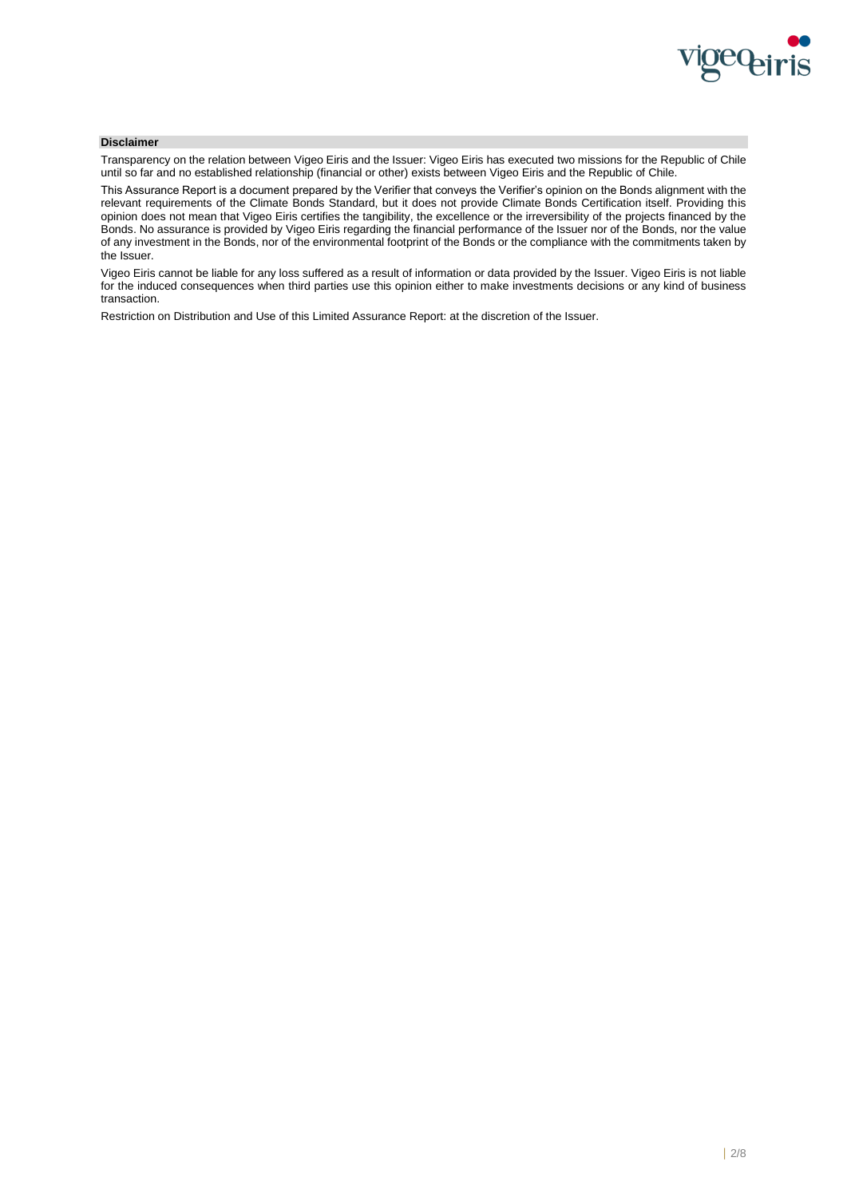## Disclaimer

Transparency on the relation between Vigeo Eiris and the Issuer: Vigeo Eiris has executed two missions for the Republic of Chile until so far and no established relationship (financial or other) exists between Vigeo Eiris and the Republic of Chile.

This Assurance Report is a document prepared by the Verifier that conveys the Verifier's opinion on the Bonds alignment with the relevant requirements of the Climate Bonds Standard, but it does not provide Climate Bonds Certification itself. Providing this opinion does not mean that Vigeo Eiris certifies the tangibility, the excellence or the irreversibility of the projects financed by the Bonds. No assurance is provided by Vigeo Eiris regarding the financial performance of the Issuer nor of the Bonds, nor the value of any investment in the Bonds, nor of the environmental footprint of the Bonds or the compliance with the commitments taken by the Issuer.

Vigeo Eiris cannot be liable for any loss suffered as a result of information or data provided by the Issuer. Vigeo Eiris is not liable for the induced consequences when third parties use this opinion either to make investments decisions or any kind of business transaction.

Restriction on Distribution and Use of this Limited Assurance Report: at the discretion of the Issuer.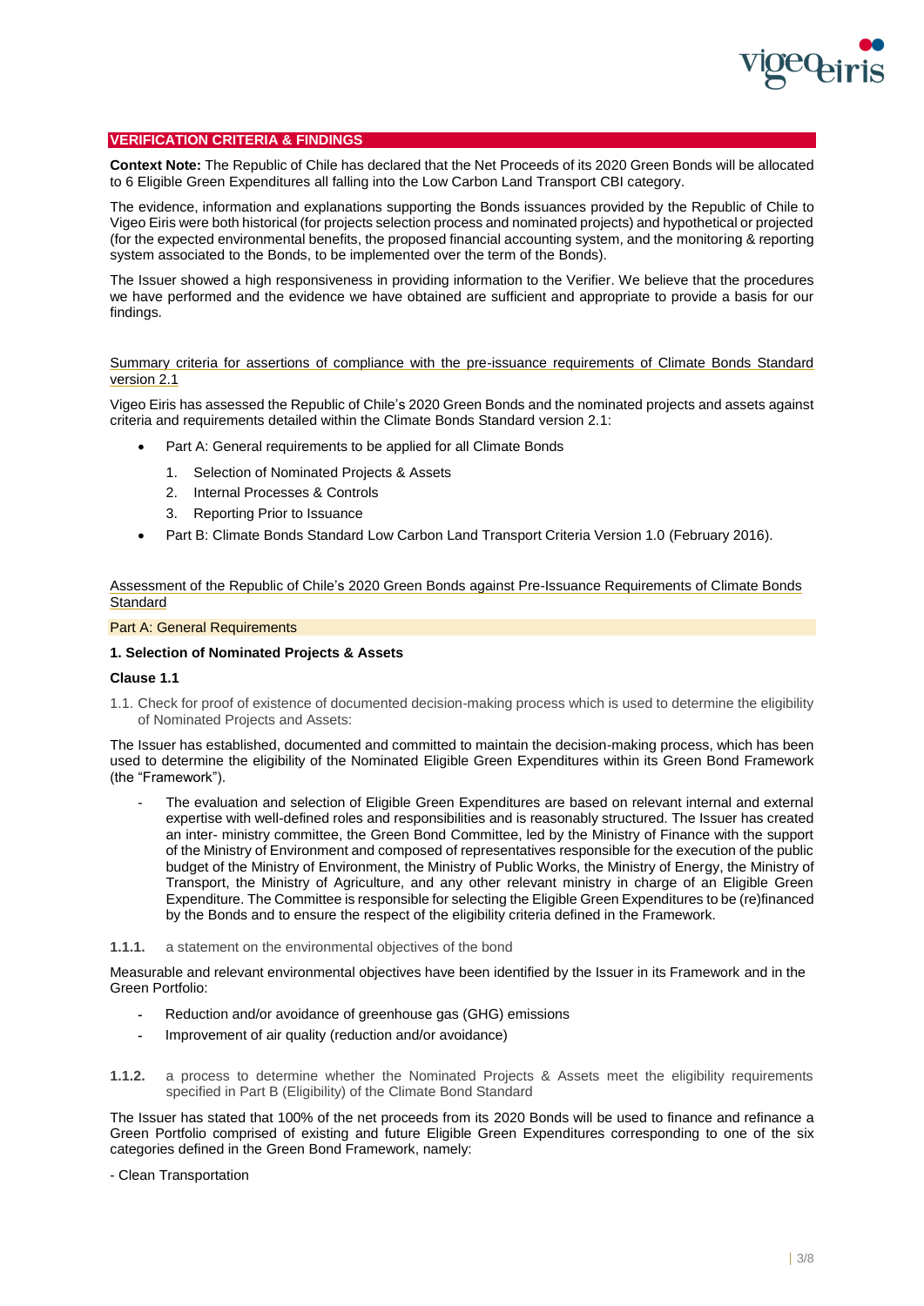## VERIFICATION CRITERIA & FINDINGS

**Context Note:** The Republic of Chile has declared that the Net Proceeds of its 2020 Green Bonds will be allocated to 6 Eligible Green Expenditures all falling into the Low Carbon Land Transport CBI category.

The evidence, information and explanations supporting the Bonds issuances provided by the Republic of Chile to Vigeo Eiris were both historical (for projects selection process and nominated projects) and hypothetical or projected (for the expected environmental benefits, the proposed financial accounting system, and the monitoring & reporting system associated to the Bonds, to be implemented over the term of the Bonds).

The Issuer showed a high responsiveness in providing information to the Verifier. We believe that the procedures we have performed and the evidence we have obtained are sufficient and appropriate to provide a basis for our findings.

### Summary criteria for assertions of compliance with the pre-issuance requirements of Climate Bonds Standard version 2.1

Vigeo Eiris has assessed the Republic of Chile's 2020 Green Bonds and the nominated projects and assets against criteria and requirements detailed within the Climate Bonds Standard version 2.1:

- Part A: General requirements to be applied for all Climate Bonds
    1. Selection of Nominated Projects & Assets
    2. Internal Processes & Controls
    3. Reporting Prior to Issuance
- Part B: Climate Bonds Standard Low Carbon Land Transport Criteria Version 1.0 (February 2016).

### Assessment of the Republic of Chile's 2020 Green Bonds against Pre-Issuance Requirements of Climate Bonds Standard

#### Part A: General Requirements

**1. Selection of Nominated Projects & Assets**

**Clause 1.1**

1.1. Check for proof of existence of documented decision-making process which is used to determine the eligibility of Nominated Projects and Assets:

The Issuer has established, documented and committed to maintain the decision-making process, which has been used to determine the eligibility of the Nominated Eligible Green Expenditures within its Green Bond Framework (the "Framework").

- The evaluation and selection of Eligible Green Expenditures are based on relevant internal and external expertise with well-defined roles and responsibilities and is reasonably structured. The Issuer has created an inter- ministry committee, the Green Bond Committee, led by the Ministry of Finance with the support of the Ministry of Environment and composed of representatives responsible for the execution of the public budget of the Ministry of Environment, the Ministry of Public Works, the Ministry of Energy, the Ministry of Transport, the Ministry of Agriculture, and any other relevant ministry in charge of an Eligible Green Expenditure. The Committee is responsible for selecting the Eligible Green Expenditures to be (re)financed by the Bonds and to ensure the respect of the eligibility criteria defined in the Framework.

**1.1.1.** a statement on the environmental objectives of the bond

Measurable and relevant environmental objectives have been identified by the Issuer in its Framework and in the Green Portfolio:

- Reduction and/or avoidance of greenhouse gas (GHG) emissions
- Improvement of air quality (reduction and/or avoidance)

**1.1.2.** a process to determine whether the Nominated Projects & Assets meet the eligibility requirements specified in Part B (Eligibility) of the Climate Bond Standard

The Issuer has stated that 100% of the net proceeds from its 2020 Bonds will be used to finance and refinance a Green Portfolio comprised of existing and future Eligible Green Expenditures corresponding to one of the six categories defined in the Green Bond Framework, namely:

- Clean Transportation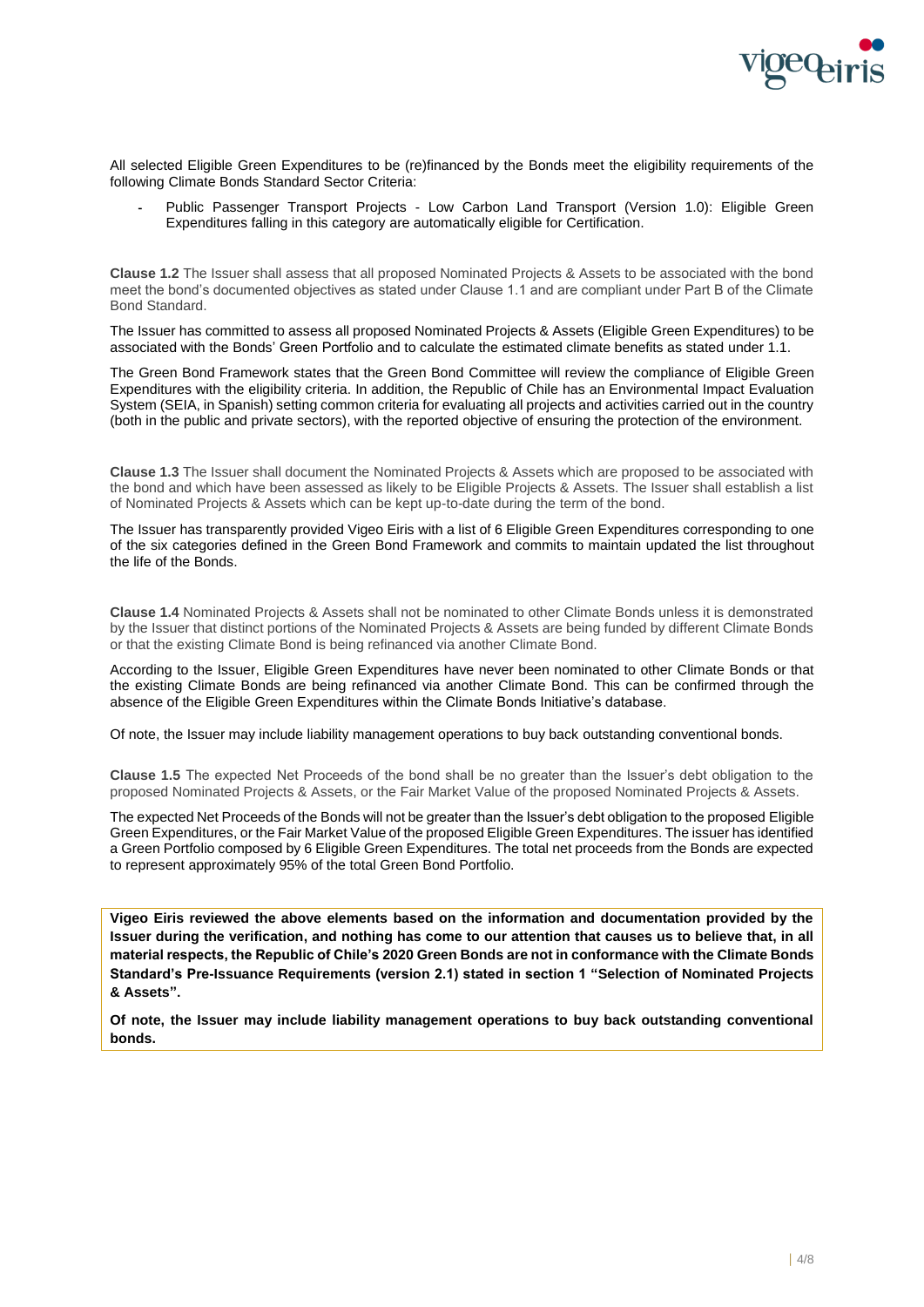All selected Eligible Green Expenditures to be (re)financed by the Bonds meet the eligibility requirements of the following Climate Bonds Standard Sector Criteria:

- Public Passenger Transport Projects - Low Carbon Land Transport (Version 1.0): Eligible Green Expenditures falling in this category are automatically eligible for Certification.

**Clause 1.2** The Issuer shall assess that all proposed Nominated Projects & Assets to be associated with the bond meet the bond's documented objectives as stated under Clause 1.1 and are compliant under Part B of the Climate Bond Standard.

The Issuer has committed to assess all proposed Nominated Projects & Assets (Eligible Green Expenditures) to be associated with the Bonds' Green Portfolio and to calculate the estimated climate benefits as stated under 1.1.

The Green Bond Framework states that the Green Bond Committee will review the compliance of Eligible Green Expenditures with the eligibility criteria. In addition, the Republic of Chile has an Environmental Impact Evaluation System (SEIA, in Spanish) setting common criteria for evaluating all projects and activities carried out in the country (both in the public and private sectors), with the reported objective of ensuring the protection of the environment.

**Clause 1.3** The Issuer shall document the Nominated Projects & Assets which are proposed to be associated with the bond and which have been assessed as likely to be Eligible Projects & Assets. The Issuer shall establish a list of Nominated Projects & Assets which can be kept up-to-date during the term of the bond.

The Issuer has transparently provided Vigeo Eiris with a list of 6 Eligible Green Expenditures corresponding to one of the six categories defined in the Green Bond Framework and commits to maintain updated the list throughout the life of the Bonds.

**Clause 1.4** Nominated Projects & Assets shall not be nominated to other Climate Bonds unless it is demonstrated by the Issuer that distinct portions of the Nominated Projects & Assets are being funded by different Climate Bonds or that the existing Climate Bond is being refinanced via another Climate Bond.

According to the Issuer, Eligible Green Expenditures have never been nominated to other Climate Bonds or that the existing Climate Bonds are being refinanced via another Climate Bond. This can be confirmed through the absence of the Eligible Green Expenditures within the Climate Bonds Initiative's database.

Of note, the Issuer may include liability management operations to buy back outstanding conventional bonds.

**Clause 1.5** The expected Net Proceeds of the bond shall be no greater than the Issuer's debt obligation to the proposed Nominated Projects & Assets, or the Fair Market Value of the proposed Nominated Projects & Assets.

The expected Net Proceeds of the Bonds will not be greater than the Issuer's debt obligation to the proposed Eligible Green Expenditures, or the Fair Market Value of the proposed Eligible Green Expenditures. The issuer has identified a Green Portfolio composed by 6 Eligible Green Expenditures. The total net proceeds from the Bonds are expected to represent approximately 95% of the total Green Bond Portfolio.

**Vigeo Eiris reviewed the above elements based on the information and documentation provided by the Issuer during the verification, and nothing has come to our attention that causes us to believe that, in all material respects, the Republic of Chile's 2020 Green Bonds are not in conformance with the Climate Bonds Standard's Pre-Issuance Requirements (version 2.1) stated in section 1 "Selection of Nominated Projects & Assets".**

**Of note, the Issuer may include liability management operations to buy back outstanding conventional bonds.**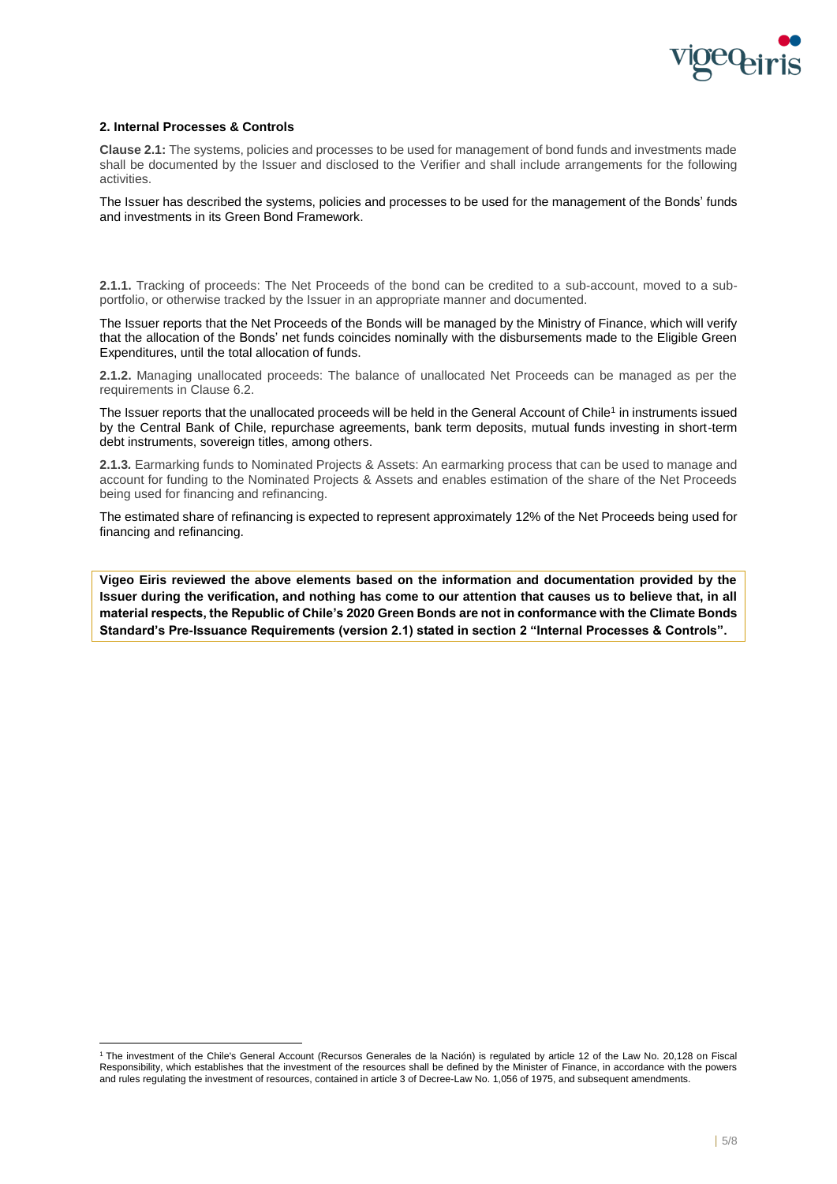## 2. Internal Processes & Controls

**Clause 2.1:** The systems, policies and processes to be used for management of bond funds and investments made shall be documented by the Issuer and disclosed to the Verifier and shall include arrangements for the following activities.

The Issuer has described the systems, policies and processes to be used for the management of the Bonds' funds and investments in its Green Bond Framework.

**2.1.1.** Tracking of proceeds: The Net Proceeds of the bond can be credited to a sub-account, moved to a sub-portfolio, or otherwise tracked by the Issuer in an appropriate manner and documented.

The Issuer reports that the Net Proceeds of the Bonds will be managed by the Ministry of Finance, which will verify that the allocation of the Bonds' net funds coincides nominally with the disbursements made to the Eligible Green Expenditures, until the total allocation of funds.

**2.1.2.** Managing unallocated proceeds: The balance of unallocated Net Proceeds can be managed as per the requirements in Clause 6.2.

The Issuer reports that the unallocated proceeds will be held in the General Account of Chile[1] in instruments issued by the Central Bank of Chile, repurchase agreements, bank term deposits, mutual funds investing in short-term debt instruments, sovereign titles, among others.

**2.1.3.** Earmarking funds to Nominated Projects & Assets: An earmarking process that can be used to manage and account for funding to the Nominated Projects & Assets and enables estimation of the share of the Net Proceeds being used for financing and refinancing.

The estimated share of refinancing is expected to represent approximately 12% of the Net Proceeds being used for financing and refinancing.

**Vigeo Eiris reviewed the above elements based on the information and documentation provided by the Issuer during the verification, and nothing has come to our attention that causes us to believe that, in all material respects, the Republic of Chile's 2020 Green Bonds are not in conformance with the Climate Bonds Standard's Pre-Issuance Requirements (version 2.1) stated in section 2 "Internal Processes & Controls".**

[1] The investment of the Chile's General Account (Recursos Generales de la Nación) is regulated by article 12 of the Law No. 20,128 on Fiscal Responsibility, which establishes that the investment of the resources shall be defined by the Minister of Finance, in accordance with the powers and rules regulating the investment of resources, contained in article 3 of Decree-Law No. 1,056 of 1975, and subsequent amendments.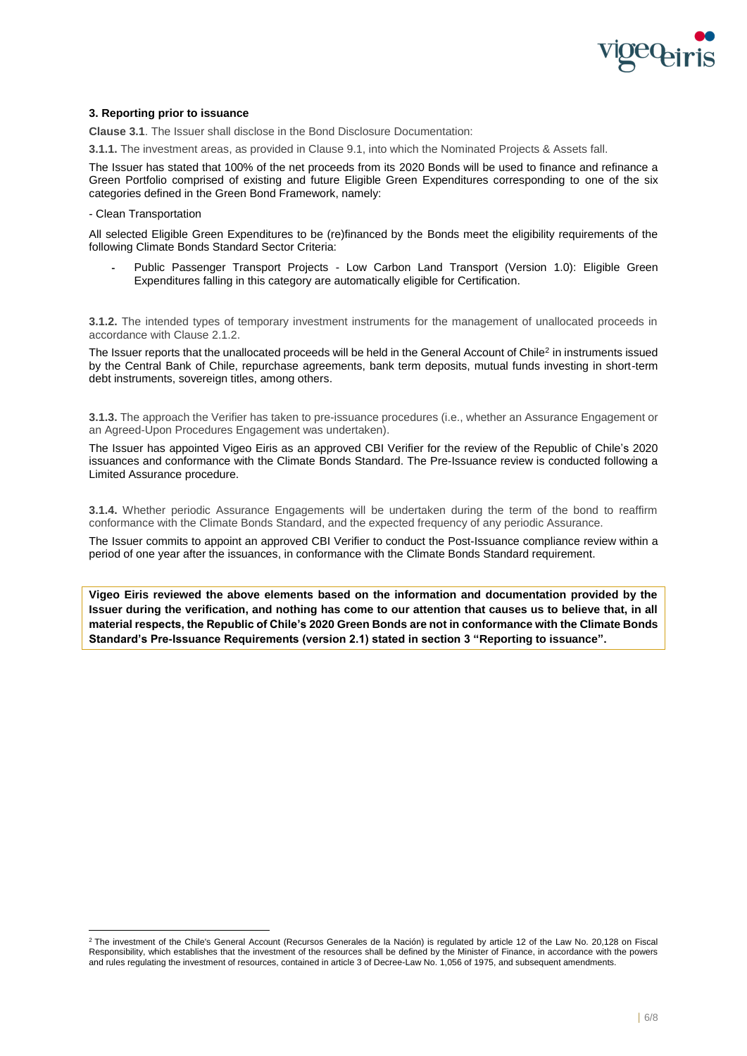### 3. Reporting prior to issuance

**Clause 3.1**. The Issuer shall disclose in the Bond Disclosure Documentation:

**3.1.1.** The investment areas, as provided in Clause 9.1, into which the Nominated Projects & Assets fall.

The Issuer has stated that 100% of the net proceeds from its 2020 Bonds will be used to finance and refinance a Green Portfolio comprised of existing and future Eligible Green Expenditures corresponding to one of the six categories defined in the Green Bond Framework, namely:

- Clean Transportation

All selected Eligible Green Expenditures to be (re)financed by the Bonds meet the eligibility requirements of the following Climate Bonds Standard Sector Criteria:

- Public Passenger Transport Projects - Low Carbon Land Transport (Version 1.0): Eligible Green Expenditures falling in this category are automatically eligible for Certification.

**3.1.2.** The intended types of temporary investment instruments for the management of unallocated proceeds in accordance with Clause 2.1.2.

The Issuer reports that the unallocated proceeds will be held in the General Account of Chile[2] in instruments issued by the Central Bank of Chile, repurchase agreements, bank term deposits, mutual funds investing in short-term debt instruments, sovereign titles, among others.

**3.1.3.** The approach the Verifier has taken to pre-issuance procedures (i.e., whether an Assurance Engagement or an Agreed-Upon Procedures Engagement was undertaken).

The Issuer has appointed Vigeo Eiris as an approved CBI Verifier for the review of the Republic of Chile's 2020 issuances and conformance with the Climate Bonds Standard. The Pre-Issuance review is conducted following a Limited Assurance procedure.

**3.1.4.** Whether periodic Assurance Engagements will be undertaken during the term of the bond to reaffirm conformance with the Climate Bonds Standard, and the expected frequency of any periodic Assurance.

The Issuer commits to appoint an approved CBI Verifier to conduct the Post-Issuance compliance review within a period of one year after the issuances, in conformance with the Climate Bonds Standard requirement.

**Vigeo Eiris reviewed the above elements based on the information and documentation provided by the Issuer during the verification, and nothing has come to our attention that causes us to believe that, in all material respects, the Republic of Chile's 2020 Green Bonds are not in conformance with the Climate Bonds Standard's Pre-Issuance Requirements (version 2.1) stated in section 3 "Reporting to issuance".**

[2] The investment of the Chile's General Account (Recursos Generales de la Nación) is regulated by article 12 of the Law No. 20,128 on Fiscal Responsibility, which establishes that the investment of the resources shall be defined by the Minister of Finance, in accordance with the powers and rules regulating the investment of resources, contained in article 3 of Decree-Law No. 1,056 of 1975, and subsequent amendments.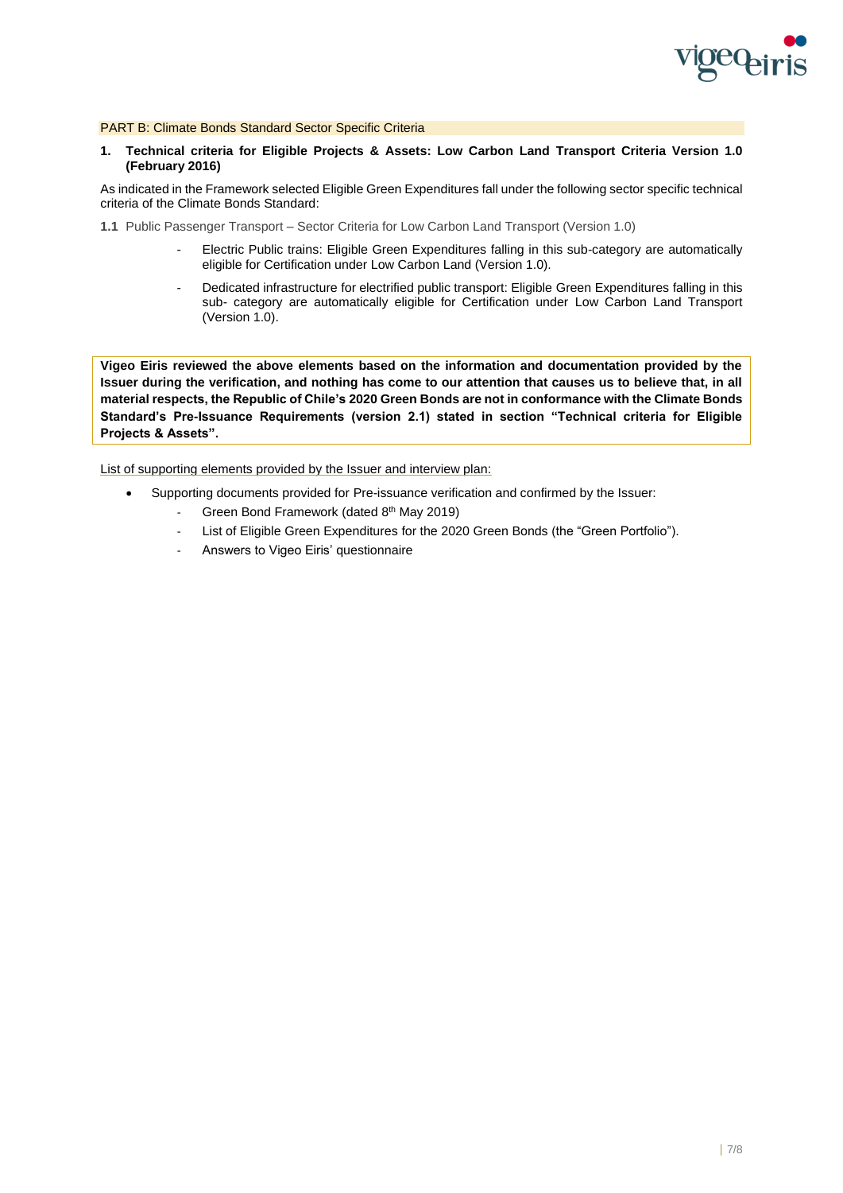PART B: Climate Bonds Standard Sector Specific Criteria

**1. Technical criteria for Eligible Projects & Assets: Low Carbon Land Transport Criteria Version 1.0 (February 2016)**

As indicated in the Framework selected Eligible Green Expenditures fall under the following sector specific technical criteria of the Climate Bonds Standard:

**1.1** Public Passenger Transport – Sector Criteria for Low Carbon Land Transport (Version 1.0)

- Electric Public trains: Eligible Green Expenditures falling in this sub-category are automatically eligible for Certification under Low Carbon Land (Version 1.0).
- Dedicated infrastructure for electrified public transport: Eligible Green Expenditures falling in this sub- category are automatically eligible for Certification under Low Carbon Land Transport (Version 1.0).

**Vigeo Eiris reviewed the above elements based on the information and documentation provided by the Issuer during the verification, and nothing has come to our attention that causes us to believe that, in all material respects, the Republic of Chile's 2020 Green Bonds are not in conformance with the Climate Bonds Standard's Pre-Issuance Requirements (version 2.1) stated in section "Technical criteria for Eligible Projects & Assets".**

List of supporting elements provided by the Issuer and interview plan:

- Supporting documents provided for Pre-issuance verification and confirmed by the Issuer:
  - Green Bond Framework (dated 8th May 2019)
  - List of Eligible Green Expenditures for the 2020 Green Bonds (the "Green Portfolio").
  - Answers to Vigeo Eiris' questionnaire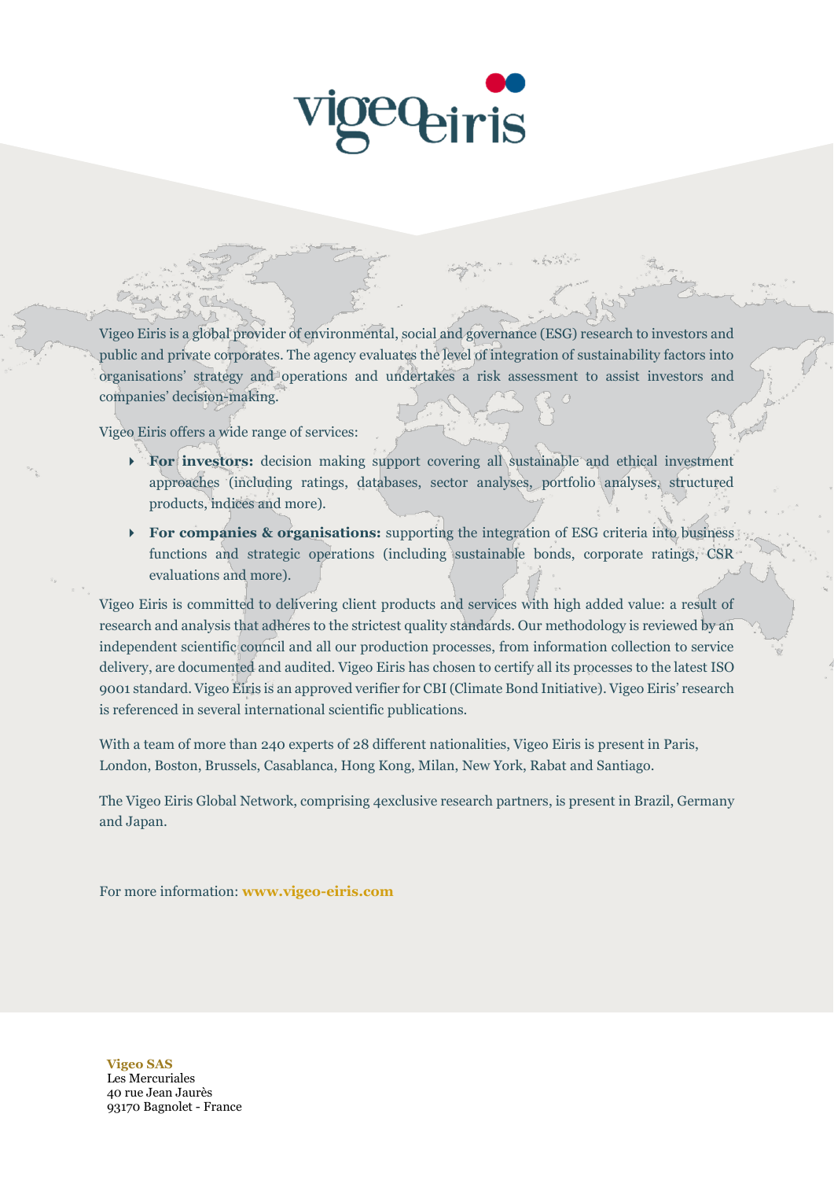Vigeo Eiris is a global provider of environmental, social and governance (ESG) research to investors and public and private corporates. The agency evaluates the level of integration of sustainability factors into organisations' strategy and operations and undertakes a risk assessment to assist investors and companies' decision-making.

Vigeo Eiris offers a wide range of services:

- **For investors:** decision making support covering all sustainable and ethical investment approaches (including ratings, databases, sector analyses, portfolio analyses, structured products, indices and more).
- **For companies & organisations:** supporting the integration of ESG criteria into business functions and strategic operations (including sustainable bonds, corporate ratings, CSR evaluations and more).

Vigeo Eiris is committed to delivering client products and services with high added value: a result of research and analysis that adheres to the strictest quality standards. Our methodology is reviewed by an independent scientific council and all our production processes, from information collection to service delivery, are documented and audited. Vigeo Eiris has chosen to certify all its processes to the latest ISO 9001 standard. Vigeo Eiris is an approved verifier for CBI (Climate Bond Initiative). Vigeo Eiris' research is referenced in several international scientific publications.

With a team of more than 240 experts of 28 different nationalities, Vigeo Eiris is present in Paris, London, Boston, Brussels, Casablanca, Hong Kong, Milan, New York, Rabat and Santiago.

The Vigeo Eiris Global Network, comprising 4exclusive research partners, is present in Brazil, Germany and Japan.

For more information: **www.vigeo-eiris.com**

**Vigeo SAS**
Les Mercuriales
40 rue Jean Jaurès
93170 Bagnolet - France